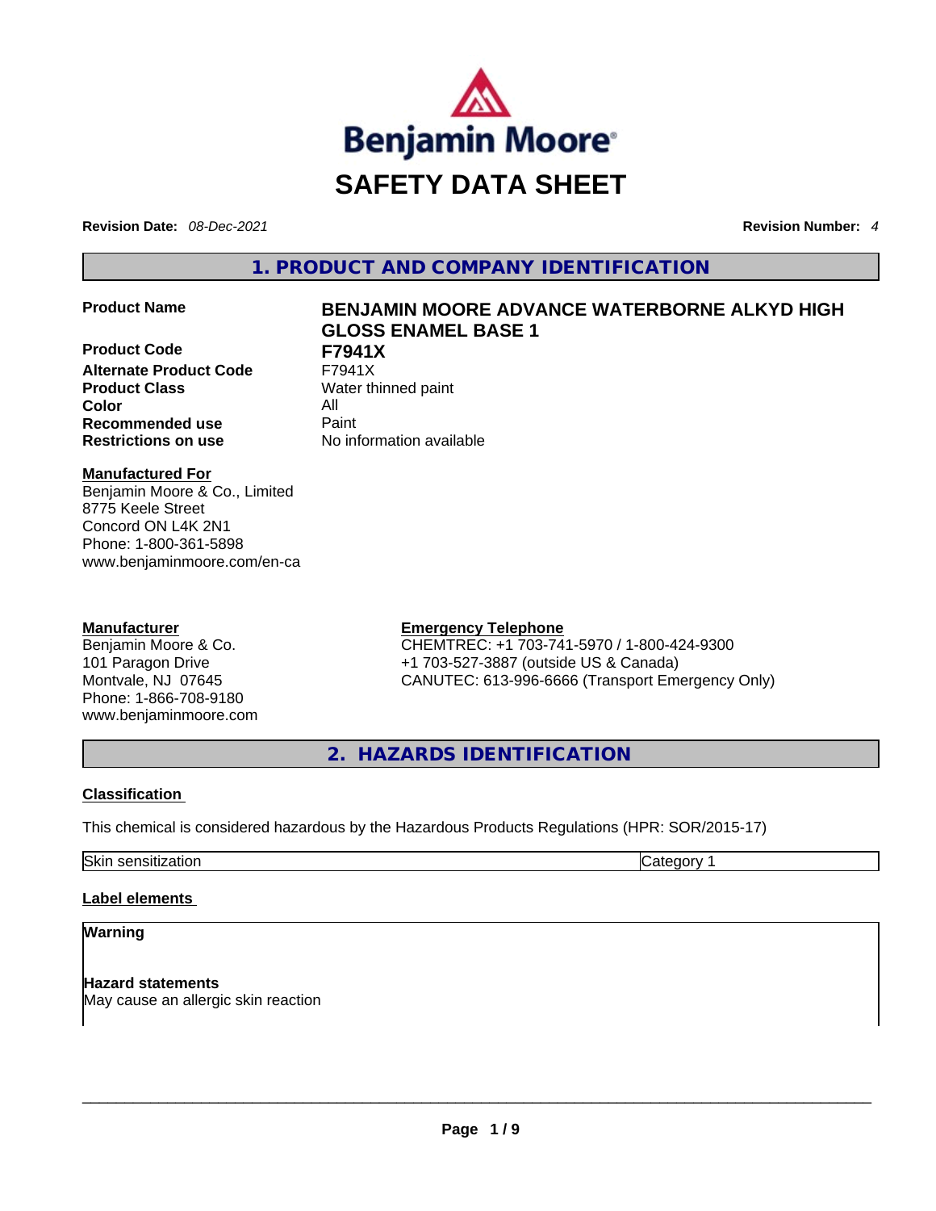# SAFETY DATA SHEET

**Revision Date:** *08-Dec-2021* **Revision Number:** *4*

## 1. PRODUCT AND COMPANY IDENTIFICATION

| | |
|---|---|
| **Product Name** | **BENJAMIN MOORE ADVANCE WATERBORNE ALKYD HIGH GLOSS ENAMEL BASE 1** |
| **Product Code** | **F7941X** |
| **Alternate Product Code** | F7941X |
| **Product Class** | Water thinned paint |
| **Color** | All |
| **Recommended use** | Paint |
| **Restrictions on use** | No information available |

**Manufactured For**
Benjamin Moore & Co., Limited
8775 Keele Street
Concord ON L4K 2N1
Phone: 1-800-361-5898
www.benjaminmoore.com/en-ca

**Manufacturer**
Benjamin Moore & Co.
101 Paragon Drive
Montvale, NJ 07645
Phone: 1-866-708-9180
www.benjaminmoore.com

**Emergency Telephone**
CHEMTREC: +1 703-741-5970 / 1-800-424-9300
+1 703-527-3887 (outside US & Canada)
CANUTEC: 613-996-6666 (Transport Emergency Only)

## 2. HAZARDS IDENTIFICATION

**Classification**

This chemical is considered hazardous by the Hazardous Products Regulations (HPR: SOR/2015-17)

| | |
|---|---|
| Skin sensitization | Category 1 |

**Label elements**

**Warning**

**Hazard statements**
May cause an allergic skin reaction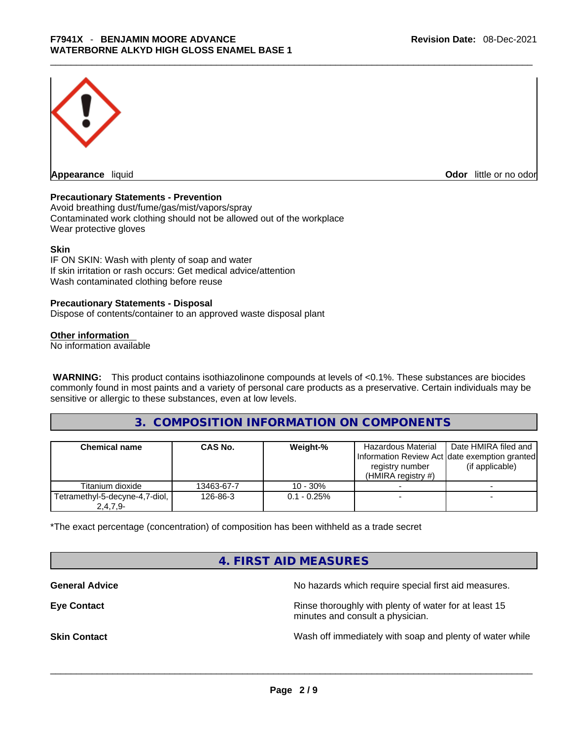**Appearance** liquid

**Odor** little or no odor

**Precautionary Statements - Prevention**

Avoid breathing dust/fume/gas/mist/vapors/spray
Contaminated work clothing should not be allowed out of the workplace
Wear protective gloves

**Skin**

IF ON SKIN: Wash with plenty of soap and water
If skin irritation or rash occurs: Get medical advice/attention
Wash contaminated clothing before reuse

**Precautionary Statements - Disposal**

Dispose of contents/container to an approved waste disposal plant

**Other information**

No information available

**WARNING:** This product contains isothiazolinone compounds at levels of <0.1%. These substances are biocides commonly found in most paints and a variety of personal care products as a preservative. Certain individuals may be sensitive or allergic to these substances, even at low levels.

## 3. COMPOSITION INFORMATION ON COMPONENTS

| Chemical name | CAS No. | Weight-% | Hazardous Material Information Review Act registry number (HMIRA registry #) | Date HMIRA filed and date exemption granted (if applicable) |
|---|---|---|---|---|
| Titanium dioxide | 13463-67-7 | 10 - 30% | - | - |
| Tetramethyl-5-decyne-4,7-diol, 2,4,7,9- | 126-86-3 | 0.1 - 0.25% | - | - |

*The exact percentage (concentration) of composition has been withheld as a trade secret

## 4. FIRST AID MEASURES

**General Advice** No hazards which require special first aid measures.

**Eye Contact** Rinse thoroughly with plenty of water for at least 15 minutes and consult a physician.

**Skin Contact** Wash off immediately with soap and plenty of water while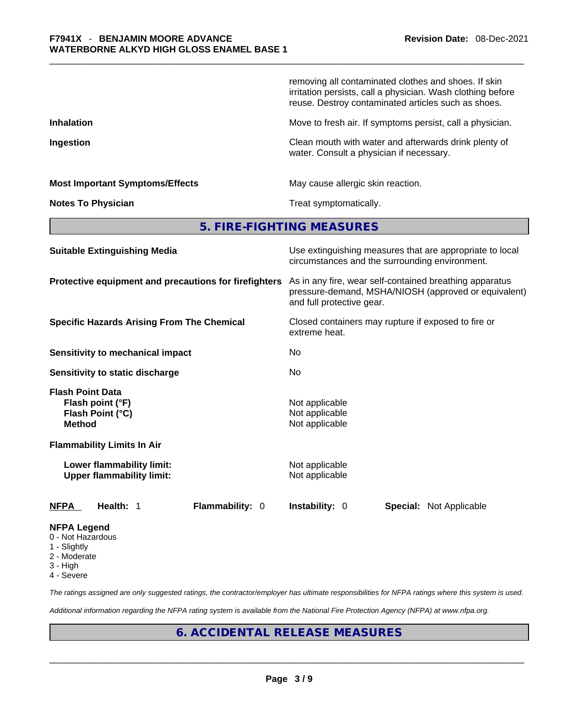removing all contaminated clothes and shoes. If skin irritation persists, call a physician. Wash clothing before reuse. Destroy contaminated articles such as shoes.

| | |
|---|---|
| **Inhalation** | Move to fresh air. If symptoms persist, call a physician. |
| **Ingestion** | Clean mouth with water and afterwards drink plenty of water. Consult a physician if necessary. |
| **Most Important Symptoms/Effects** | May cause allergic skin reaction. |
| **Notes To Physician** | Treat symptomatically. |

## 5. FIRE-FIGHTING MEASURES

| | |
|---|---|
| **Suitable Extinguishing Media** | Use extinguishing measures that are appropriate to local circumstances and the surrounding environment. |
| **Protective equipment and precautions for firefighters** | As in any fire, wear self-contained breathing apparatus pressure-demand, MSHA/NIOSH (approved or equivalent) and full protective gear. |
| **Specific Hazards Arising From The Chemical** | Closed containers may rupture if exposed to fire or extreme heat. |
| **Sensitivity to mechanical impact** | No |
| **Sensitivity to static discharge** | No |

**Flash Point Data**

| | |
|---|---|
| **Flash point (°F)** | Not applicable |
| **Flash Point (°C)** | Not applicable |
| **Method** | Not applicable |

**Flammability Limits In Air**

| | |
|---|---|
| **Lower flammability limit:** | Not applicable |
| **Upper flammability limit:** | Not applicable |

| **NFPA** | **Health:** 1 | **Flammability:** 0 | **Instability:** 0 | **Special:** Not Applicable |
|---|---|---|---|---|

**NFPA Legend**
- 0 - Not Hazardous
- 1 - Slightly
- 2 - Moderate
- 3 - High
- 4 - Severe

*The ratings assigned are only suggested ratings, the contractor/employer has ultimate responsibilities for NFPA ratings where this system is used.*

*Additional information regarding the NFPA rating system is available from the National Fire Protection Agency (NFPA) at www.nfpa.org.*

## 6. ACCIDENTAL RELEASE MEASURES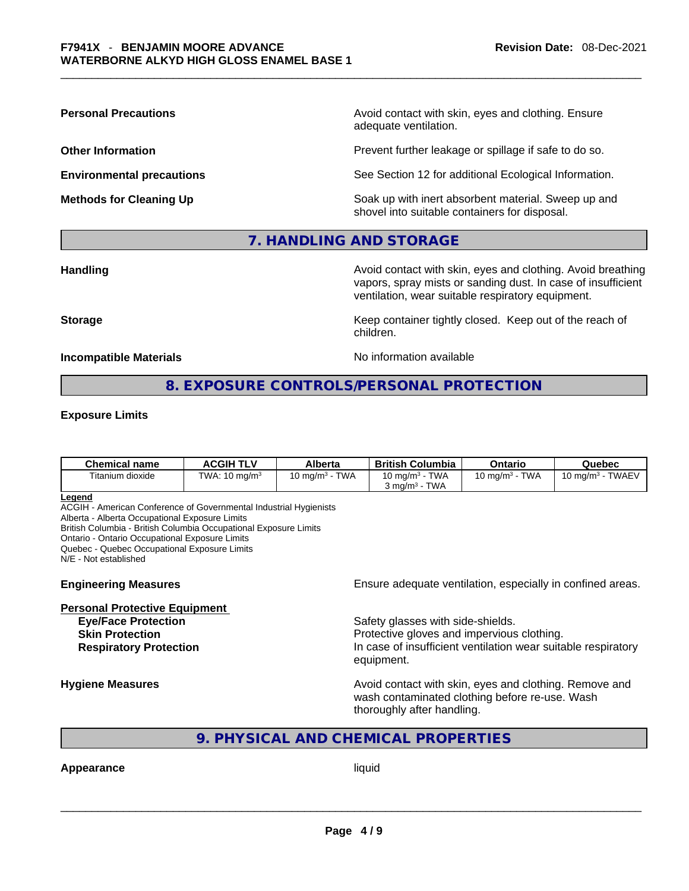| | |
|---|---|
| **Personal Precautions** | Avoid contact with skin, eyes and clothing. Ensure adequate ventilation. |
| **Other Information** | Prevent further leakage or spillage if safe to do so. |
| **Environmental precautions** | See Section 12 for additional Ecological Information. |
| **Methods for Cleaning Up** | Soak up with inert absorbent material. Sweep up and shovel into suitable containers for disposal. |

## 7. HANDLING AND STORAGE

| | |
|---|---|
| **Handling** | Avoid contact with skin, eyes and clothing. Avoid breathing vapors, spray mists or sanding dust. In case of insufficient ventilation, wear suitable respiratory equipment. |
| **Storage** | Keep container tightly closed. Keep out of the reach of children. |
| **Incompatible Materials** | No information available |

## 8. EXPOSURE CONTROLS/PERSONAL PROTECTION

**Exposure Limits**

| Chemical name | ACGIH TLV | Alberta | British Columbia | Ontario | Quebec |
|---|---|---|---|---|---|
| Titanium dioxide | TWA: 10 mg/m³ | 10 mg/m³ - TWA | 10 mg/m³ - TWA<br>3 mg/m³ - TWA | 10 mg/m³ - TWA | 10 mg/m³ - TWAEV |

**Legend**
ACGIH - American Conference of Governmental Industrial Hygienists
Alberta - Alberta Occupational Exposure Limits
British Columbia - British Columbia Occupational Exposure Limits
Ontario - Ontario Occupational Exposure Limits
Quebec - Quebec Occupational Exposure Limits
N/E - Not established

**Engineering Measures** Ensure adequate ventilation, especially in confined areas.

**Personal Protective Equipment**

| | |
|---|---|
| **Eye/Face Protection** | Safety glasses with side-shields. |
| **Skin Protection** | Protective gloves and impervious clothing. |
| **Respiratory Protection** | In case of insufficient ventilation wear suitable respiratory equipment. |

**Hygiene Measures** Avoid contact with skin, eyes and clothing. Remove and wash contaminated clothing before re-use. Wash thoroughly after handling.

## 9. PHYSICAL AND CHEMICAL PROPERTIES

**Appearance** liquid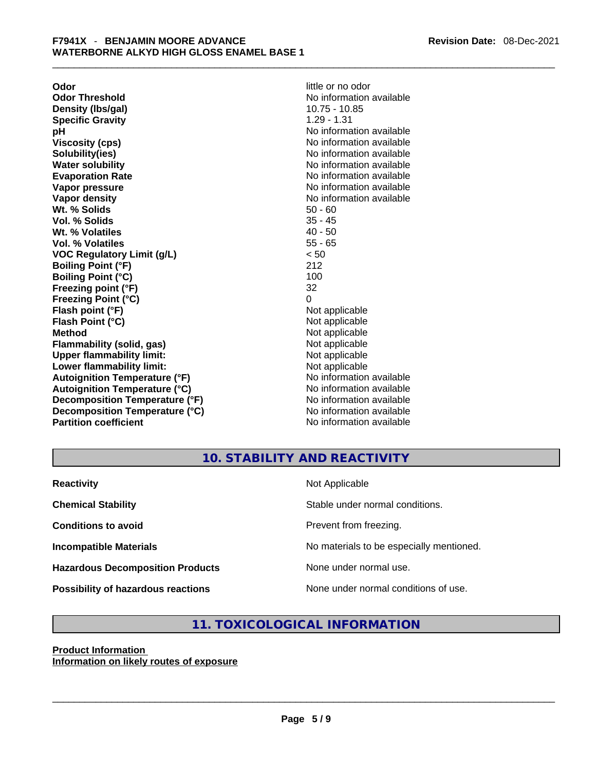| | |
|---|---|
| **Odor** | little or no odor |
| **Odor Threshold** | No information available |
| **Density (lbs/gal)** | 10.75 - 10.85 |
| **Specific Gravity** | 1.29 - 1.31 |
| **pH** | No information available |
| **Viscosity (cps)** | No information available |
| **Solubility(ies)** | No information available |
| **Water solubility** | No information available |
| **Evaporation Rate** | No information available |
| **Vapor pressure** | No information available |
| **Vapor density** | No information available |
| **Wt. % Solids** | 50 - 60 |
| **Vol. % Solids** | 35 - 45 |
| **Wt. % Volatiles** | 40 - 50 |
| **Vol. % Volatiles** | 55 - 65 |
| **VOC Regulatory Limit (g/L)** | < 50 |
| **Boiling Point (°F)** | 212 |
| **Boiling Point (°C)** | 100 |
| **Freezing point (°F)** | 32 |
| **Freezing Point (°C)** | 0 |
| **Flash point (°F)** | Not applicable |
| **Flash Point (°C)** | Not applicable |
| **Method** | Not applicable |
| **Flammability (solid, gas)** | Not applicable |
| **Upper flammability limit:** | Not applicable |
| **Lower flammability limit:** | Not applicable |
| **Autoignition Temperature (°F)** | No information available |
| **Autoignition Temperature (°C)** | No information available |
| **Decomposition Temperature (°F)** | No information available |
| **Decomposition Temperature (°C)** | No information available |
| **Partition coefficient** | No information available |

## 10. STABILITY AND REACTIVITY

| | |
|---|---|
| **Reactivity** | Not Applicable |
| **Chemical Stability** | Stable under normal conditions. |
| **Conditions to avoid** | Prevent from freezing. |
| **Incompatible Materials** | No materials to be especially mentioned. |
| **Hazardous Decomposition Products** | None under normal use. |
| **Possibility of hazardous reactions** | None under normal conditions of use. |

## 11. TOXICOLOGICAL INFORMATION

**Product Information**

**Information on likely routes of exposure**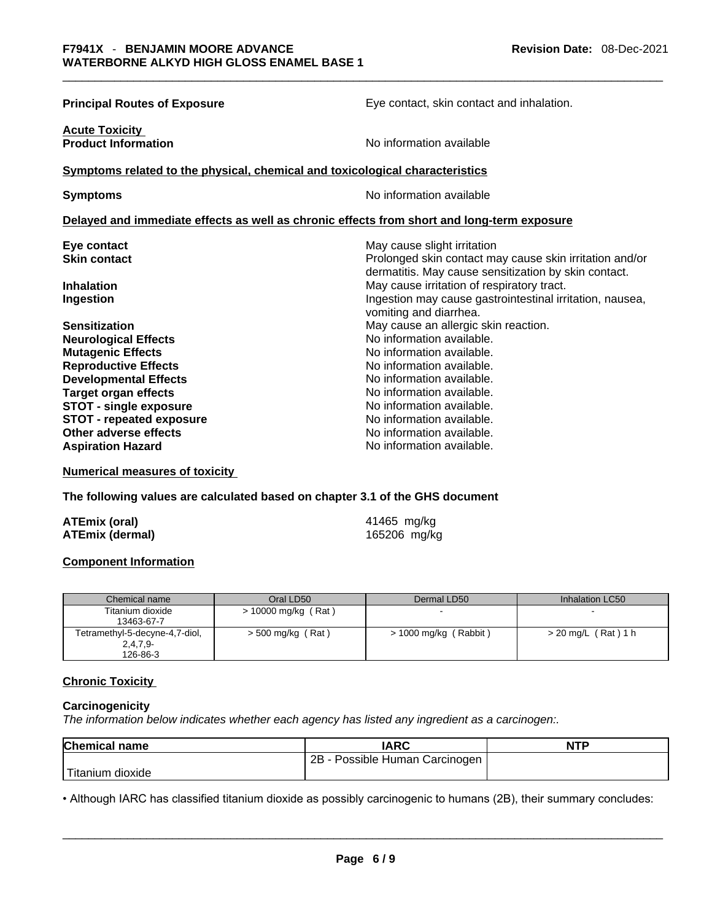**Principal Routes of Exposure** Eye contact, skin contact and inhalation.

**Acute Toxicity**
**Product Information** No information available

**Symptoms related to the physical, chemical and toxicological characteristics**

**Symptoms** No information available

**Delayed and immediate effects as well as chronic effects from short and long-term exposure**

| | |
|---|---|
| **Eye contact** | May cause slight irritation |
| **Skin contact** | Prolonged skin contact may cause skin irritation and/or dermatitis. May cause sensitization by skin contact. |
| **Inhalation** | May cause irritation of respiratory tract. |
| **Ingestion** | Ingestion may cause gastrointestinal irritation, nausea, vomiting and diarrhea. |
| **Sensitization** | May cause an allergic skin reaction. |
| **Neurological Effects** | No information available. |
| **Mutagenic Effects** | No information available. |
| **Reproductive Effects** | No information available. |
| **Developmental Effects** | No information available. |
| **Target organ effects** | No information available. |
| **STOT - single exposure** | No information available. |
| **STOT - repeated exposure** | No information available. |
| **Other adverse effects** | No information available. |
| **Aspiration Hazard** | No information available. |

**Numerical measures of toxicity**

**The following values are calculated based on chapter 3.1 of the GHS document**

**ATEmix (oral)** 41465 mg/kg
**ATEmix (dermal)** 165206 mg/kg

**Component Information**

| Chemical name | Oral LD50 | Dermal LD50 | Inhalation LC50 |
|---|---|---|---|
| Titanium dioxide 13463-67-7 | > 10000 mg/kg ( Rat ) | - | - |
| Tetramethyl-5-decyne-4,7-diol, 2,4,7,9- 126-86-3 | > 500 mg/kg ( Rat ) | > 1000 mg/kg ( Rabbit ) | > 20 mg/L ( Rat ) 1 h |

**Chronic Toxicity**

**Carcinogenicity**
*The information below indicates whether each agency has listed any ingredient as a carcinogen:.*

| Chemical name | IARC | NTP |
|---|---|---|
| Titanium dioxide | 2B - Possible Human Carcinogen | |

• Although IARC has classified titanium dioxide as possibly carcinogenic to humans (2B), their summary concludes: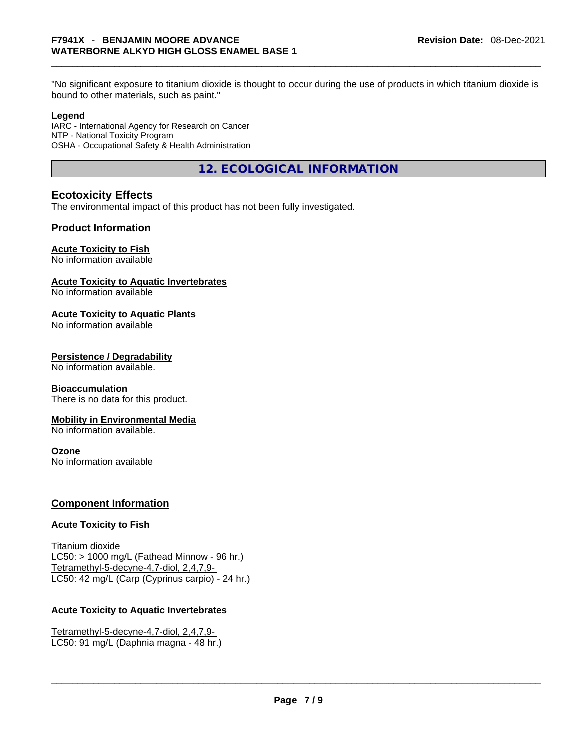"No significant exposure to titanium dioxide is thought to occur during the use of products in which titanium dioxide is bound to other materials, such as paint."

**Legend**

IARC - International Agency for Research on Cancer
NTP - National Toxicity Program
OSHA - Occupational Safety & Health Administration

# 12. ECOLOGICAL INFORMATION

## Ecotoxicity Effects

The environmental impact of this product has not been fully investigated.

## Product Information

### Acute Toxicity to Fish

No information available

### Acute Toxicity to Aquatic Invertebrates

No information available

### Acute Toxicity to Aquatic Plants

No information available

### Persistence / Degradability

No information available.

### Bioaccumulation

There is no data for this product.

### Mobility in Environmental Media

No information available.

### Ozone

No information available

## Component Information

### Acute Toxicity to Fish

Titanium dioxide
LC50: > 1000 mg/L (Fathead Minnow - 96 hr.)
Tetramethyl-5-decyne-4,7-diol, 2,4,7,9-
LC50: 42 mg/L (Carp (Cyprinus carpio) - 24 hr.)

### Acute Toxicity to Aquatic Invertebrates

Tetramethyl-5-decyne-4,7-diol, 2,4,7,9-
LC50: 91 mg/L (Daphnia magna - 48 hr.)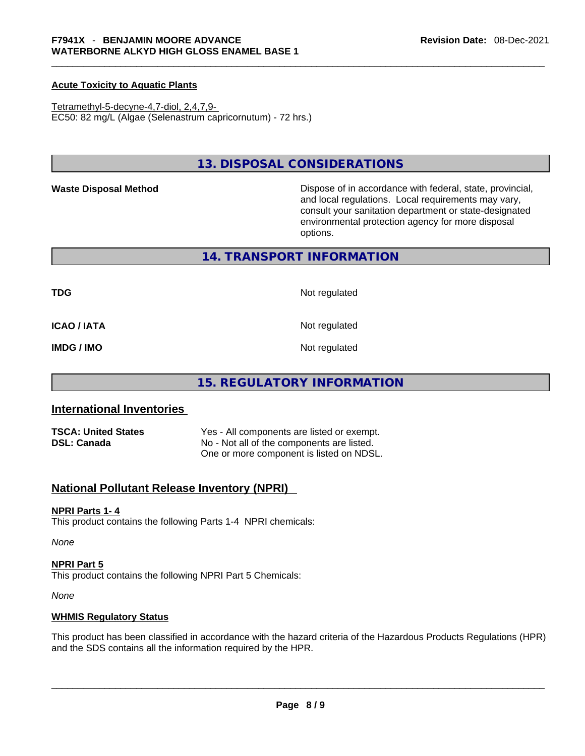#### Acute Toxicity to Aquatic Plants

Tetramethyl-5-decyne-4,7-diol, 2,4,7,9-
EC50: 82 mg/L (Algae (Selenastrum capricornutum) - 72 hrs.)

## 13. DISPOSAL CONSIDERATIONS

**Waste Disposal Method**

Dispose of in accordance with federal, state, provincial, and local regulations. Local requirements may vary, consult your sanitation department or state-designated environmental protection agency for more disposal options.

## 14. TRANSPORT INFORMATION

| | |
|---|---|
| **TDG** | Not regulated |
| **ICAO / IATA** | Not regulated |
| **IMDG / IMO** | Not regulated |

## 15. REGULATORY INFORMATION

### International Inventories

| | |
|---|---|
| **TSCA: United States** | Yes - All components are listed or exempt. |
| **DSL: Canada** | No - Not all of the components are listed. One or more component is listed on NDSL. |

### National Pollutant Release Inventory (NPRI)

#### NPRI Parts 1- 4

This product contains the following Parts 1-4 NPRI chemicals:

*None*

#### NPRI Part 5

This product contains the following NPRI Part 5 Chemicals:

*None*

#### WHMIS Regulatory Status

This product has been classified in accordance with the hazard criteria of the Hazardous Products Regulations (HPR) and the SDS contains all the information required by the HPR.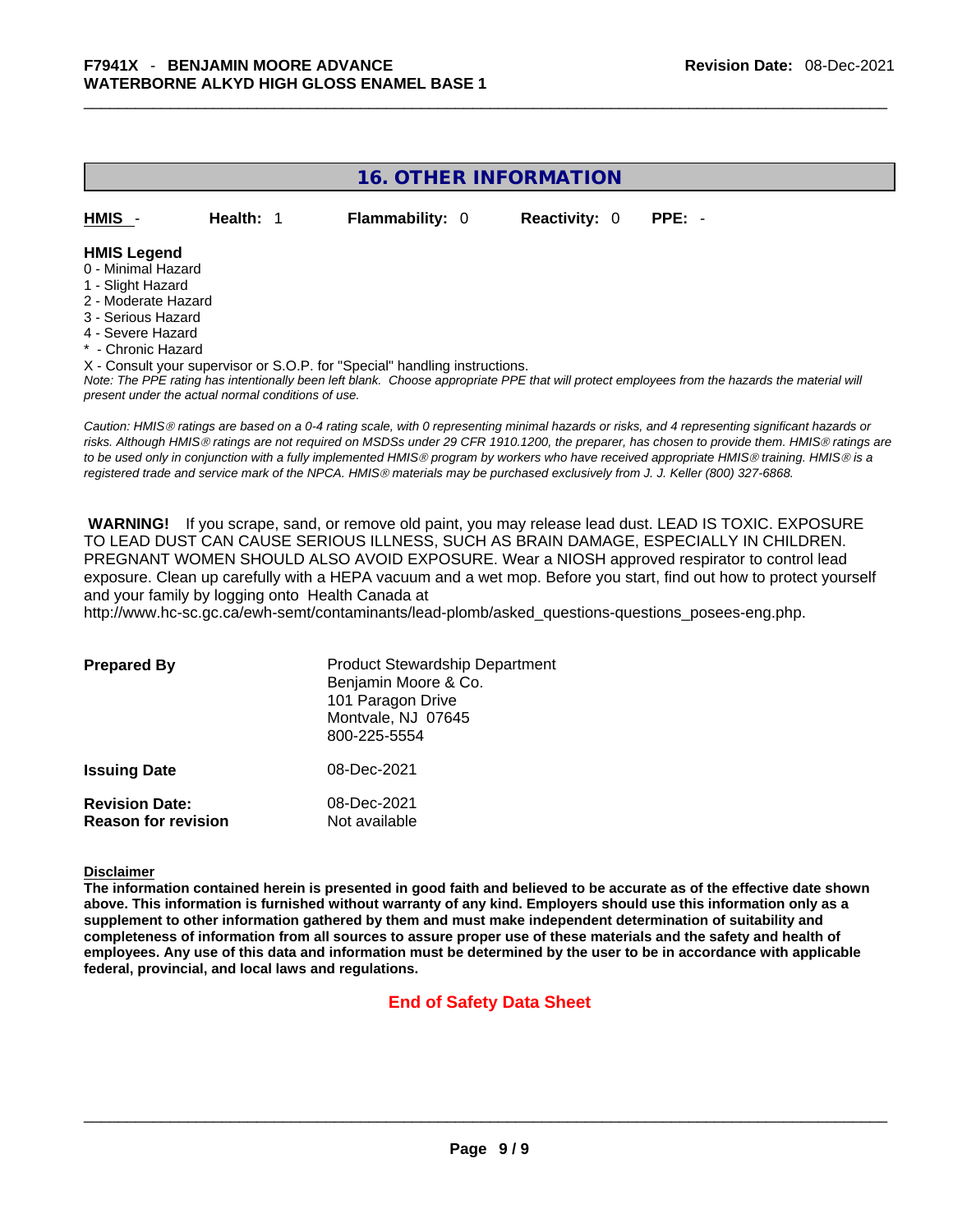## 16. OTHER INFORMATION

| | | | | |
|---|---|---|---|---|
| **HMIS** - | **Health:** 1 | **Flammability:** 0 | **Reactivity:** 0 | **PPE:** - |

**HMIS Legend**

0 - Minimal Hazard
1 - Slight Hazard
2 - Moderate Hazard
3 - Serious Hazard
4 - Severe Hazard
* - Chronic Hazard
X - Consult your supervisor or S.O.P. for "Special" handling instructions.

*Note: The PPE rating has intentionally been left blank. Choose appropriate PPE that will protect employees from the hazards the material will present under the actual normal conditions of use.*

*Caution: HMIS® ratings are based on a 0-4 rating scale, with 0 representing minimal hazards or risks, and 4 representing significant hazards or risks. Although HMIS® ratings are not required on MSDSs under 29 CFR 1910.1200, the preparer, has chosen to provide them. HMIS® ratings are to be used only in conjunction with a fully implemented HMIS® program by workers who have received appropriate HMIS® training. HMIS® is a registered trade and service mark of the NPCA. HMIS® materials may be purchased exclusively from J. J. Keller (800) 327-6868.*

**WARNING!** If you scrape, sand, or remove old paint, you may release lead dust. LEAD IS TOXIC. EXPOSURE TO LEAD DUST CAN CAUSE SERIOUS ILLNESS, SUCH AS BRAIN DAMAGE, ESPECIALLY IN CHILDREN. PREGNANT WOMEN SHOULD ALSO AVOID EXPOSURE. Wear a NIOSH approved respirator to control lead exposure. Clean up carefully with a HEPA vacuum and a wet mop. Before you start, find out how to protect yourself and your family by logging onto Health Canada at http://www.hc-sc.gc.ca/ewh-semt/contaminants/lead-plomb/asked_questions-questions_posees-eng.php.

**Prepared By**
Product Stewardship Department
Benjamin Moore & Co.
101 Paragon Drive
Montvale, NJ 07645
800-225-5554

**Issuing Date** 08-Dec-2021

**Revision Date:** 08-Dec-2021
**Reason for revision** Not available

**Disclaimer**

**The information contained herein is presented in good faith and believed to be accurate as of the effective date shown above. This information is furnished without warranty of any kind. Employers should use this information only as a supplement to other information gathered by them and must make independent determination of suitability and completeness of information from all sources to assure proper use of these materials and the safety and health of employees. Any use of this data and information must be determined by the user to be in accordance with applicable federal, provincial, and local laws and regulations.**

**End of Safety Data Sheet**